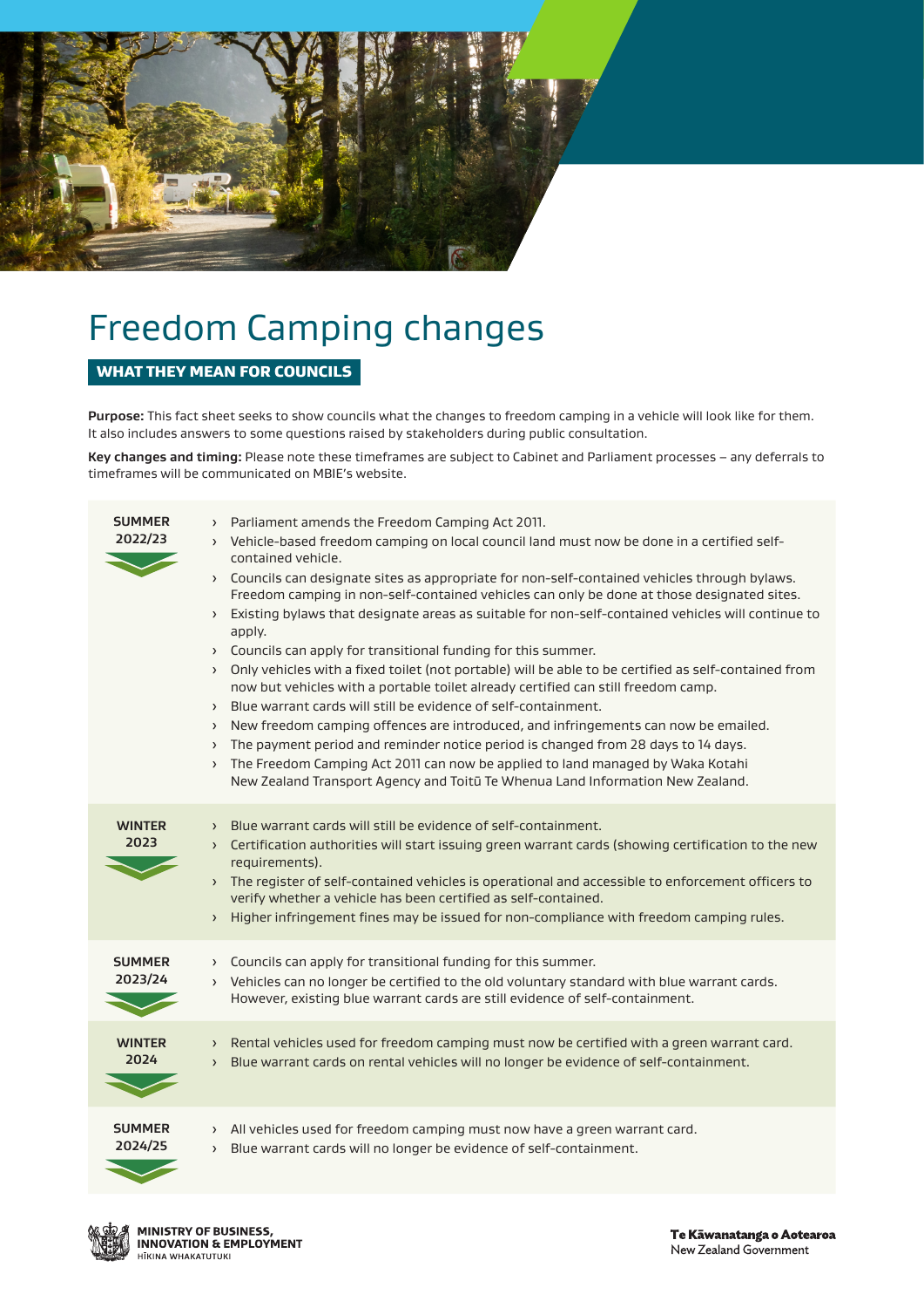# Freedom Camping changes

## WHAT THEY MEAN FOR COUNCILS

**Purpose:** This fact sheet seeks to show councils what the changes to freedom camping in a vehicle will look like for them. It also includes answers to some questions raised by stakeholders during public consultation.

**Key changes and timing:** Please note these timeframes are subject to Cabinet and Parliament processes – any deferrals to timeframes will be communicated on MBIE's website.

### SUMMER 2022/23

- Parliament amends the Freedom Camping Act 2011.
- Vehicle-based freedom camping on local council land must now be done in a certified self-contained vehicle.
- Councils can designate sites as appropriate for non-self-contained vehicles through bylaws. Freedom camping in non-self-contained vehicles can only be done at those designated sites.
- Existing bylaws that designate areas as suitable for non-self-contained vehicles will continue to apply.
- Councils can apply for transitional funding for this summer.
- Only vehicles with a fixed toilet (not portable) will be able to be certified as self-contained from now but vehicles with a portable toilet already certified can still freedom camp.
- Blue warrant cards will still be evidence of self-containment.
- New freedom camping offences are introduced, and infringements can now be emailed.
- The payment period and reminder notice period is changed from 28 days to 14 days.
- The Freedom Camping Act 2011 can now be applied to land managed by Waka Kotahi New Zealand Transport Agency and Toitū Te Whenua Land Information New Zealand.

### WINTER 2023

- Blue warrant cards will still be evidence of self-containment.
- Certification authorities will start issuing green warrant cards (showing certification to the new requirements).
- The register of self-contained vehicles is operational and accessible to enforcement officers to verify whether a vehicle has been certified as self-contained.
- Higher infringement fines may be issued for non-compliance with freedom camping rules.

### SUMMER 2023/24

- Councils can apply for transitional funding for this summer.
- Vehicles can no longer be certified to the old voluntary standard with blue warrant cards. However, existing blue warrant cards are still evidence of self-containment.

### WINTER 2024

- Rental vehicles used for freedom camping must now be certified with a green warrant card.
- Blue warrant cards on rental vehicles will no longer be evidence of self-containment.

### SUMMER 2024/25

- All vehicles used for freedom camping must now have a green warrant card.
- Blue warrant cards will no longer be evidence of self-containment.

MINISTRY OF BUSINESS, INNOVATION & EMPLOYMENT
HĪKINA WHAKATUTUKI

Te Kāwanatanga o Aotearoa
New Zealand Government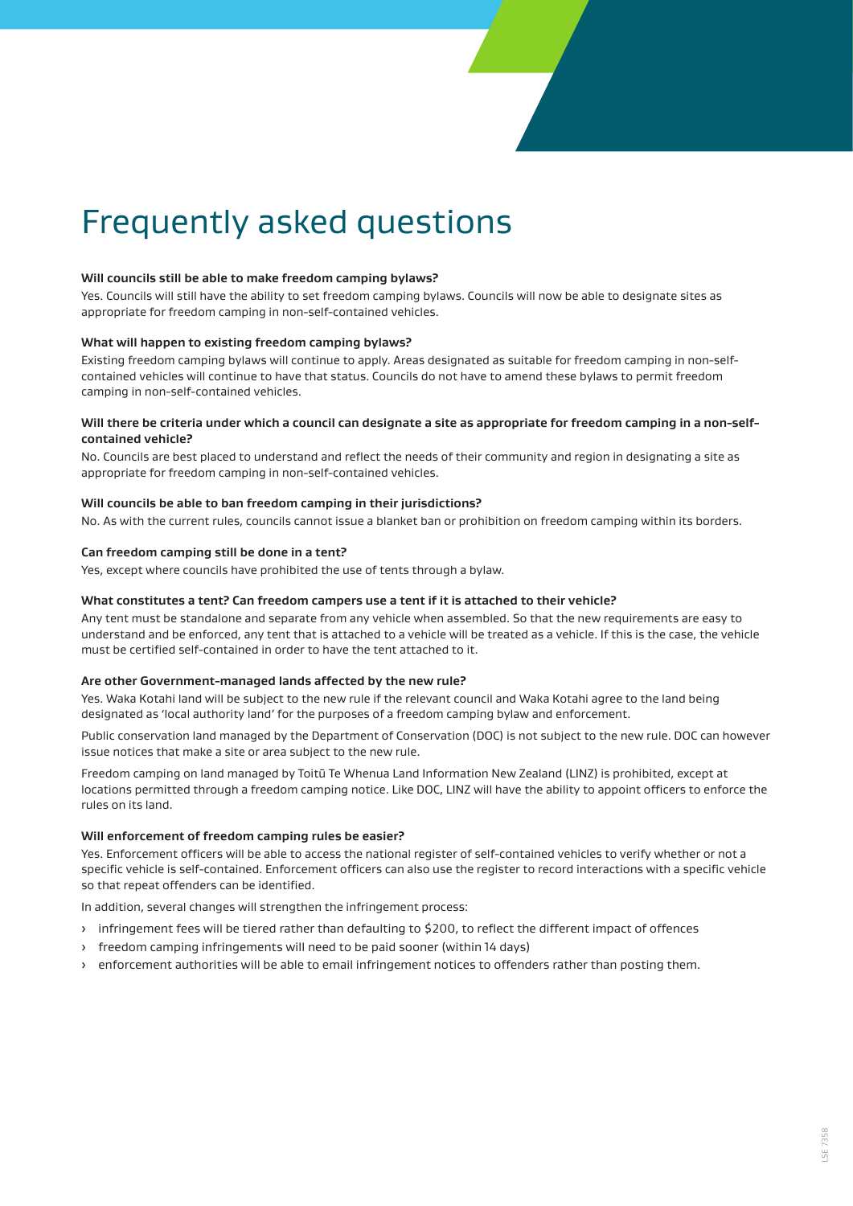# Frequently asked questions

**Will councils still be able to make freedom camping bylaws?**

Yes. Councils will still have the ability to set freedom camping bylaws. Councils will now be able to designate sites as appropriate for freedom camping in non-self-contained vehicles.

**What will happen to existing freedom camping bylaws?**

Existing freedom camping bylaws will continue to apply. Areas designated as suitable for freedom camping in non-self-contained vehicles will continue to have that status. Councils do not have to amend these bylaws to permit freedom camping in non-self-contained vehicles.

**Will there be criteria under which a council can designate a site as appropriate for freedom camping in a non-self-contained vehicle?**

No. Councils are best placed to understand and reflect the needs of their community and region in designating a site as appropriate for freedom camping in non-self-contained vehicles.

**Will councils be able to ban freedom camping in their jurisdictions?**

No. As with the current rules, councils cannot issue a blanket ban or prohibition on freedom camping within its borders.

**Can freedom camping still be done in a tent?**

Yes, except where councils have prohibited the use of tents through a bylaw.

**What constitutes a tent? Can freedom campers use a tent if it is attached to their vehicle?**

Any tent must be standalone and separate from any vehicle when assembled. So that the new requirements are easy to understand and be enforced, any tent that is attached to a vehicle will be treated as a vehicle. If this is the case, the vehicle must be certified self-contained in order to have the tent attached to it.

**Are other Government-managed lands affected by the new rule?**

Yes. Waka Kotahi land will be subject to the new rule if the relevant council and Waka Kotahi agree to the land being designated as 'local authority land' for the purposes of a freedom camping bylaw and enforcement.

Public conservation land managed by the Department of Conservation (DOC) is not subject to the new rule. DOC can however issue notices that make a site or area subject to the new rule.

Freedom camping on land managed by Toitū Te Whenua Land Information New Zealand (LINZ) is prohibited, except at locations permitted through a freedom camping notice. Like DOC, LINZ will have the ability to appoint officers to enforce the rules on its land.

**Will enforcement of freedom camping rules be easier?**

Yes. Enforcement officers will be able to access the national register of self-contained vehicles to verify whether or not a specific vehicle is self-contained. Enforcement officers can also use the register to record interactions with a specific vehicle so that repeat offenders can be identified.

In addition, several changes will strengthen the infringement process:

- infringement fees will be tiered rather than defaulting to $200, to reflect the different impact of offences
- freedom camping infringements will need to be paid sooner (within 14 days)
- enforcement authorities will be able to email infringement notices to offenders rather than posting them.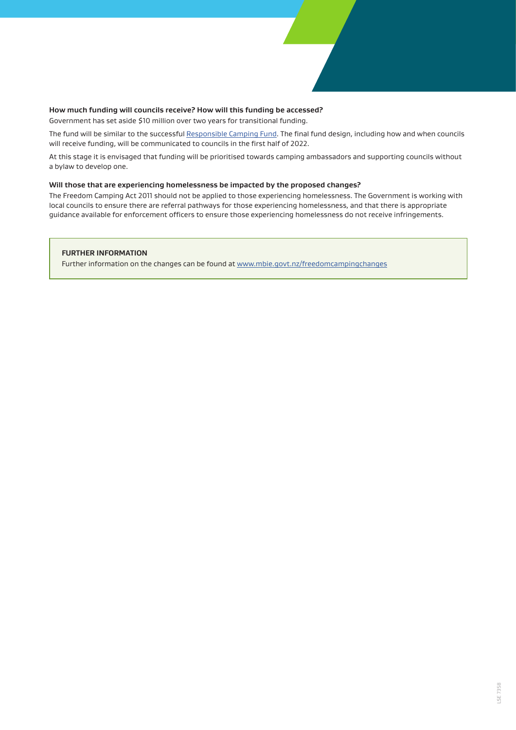**How much funding will councils receive? How will this funding be accessed?**

Government has set aside $10 million over two years for transitional funding.

The fund will be similar to the successful Responsible Camping Fund. The final fund design, including how and when councils will receive funding, will be communicated to councils in the first half of 2022.

At this stage it is envisaged that funding will be prioritised towards camping ambassadors and supporting councils without a bylaw to develop one.

**Will those that are experiencing homelessness be impacted by the proposed changes?**

The Freedom Camping Act 2011 should not be applied to those experiencing homelessness. The Government is working with local councils to ensure there are referral pathways for those experiencing homelessness, and that there is appropriate guidance available for enforcement officers to ensure those experiencing homelessness do not receive infringements.

**FURTHER INFORMATION**

Further information on the changes can be found at www.mbie.govt.nz/freedomcampingchanges

LSE 7358